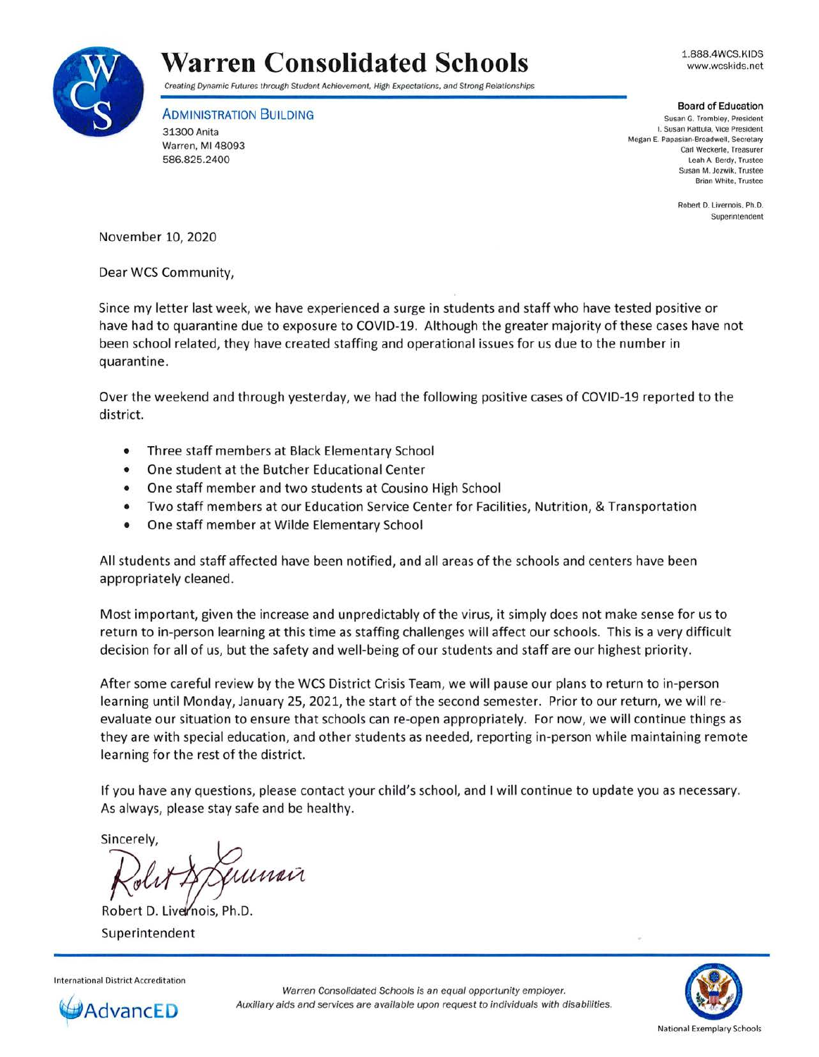# Warren Consolidated Schools

*Creating Dynamic Futures through Student Achievement, High Expectations, and Strong Relationships*

1.888.4WCS.KIDS
www.wcskids.net

**ADMINISTRATION BUILDING**
31300 Anita
Warren, MI 48093
586.825.2400

**Board of Education**
Susan G. Trombley, President
I. Susan Kattula, Vice President
Megan E. Papasian-Broadwell, Secretary
Carl Weckerle, Treasurer
Leah A. Berdy, Trustee
Susan M. Jozwik, Trustee
Brian White, Trustee

Robert D. Livernois, Ph.D.
Superintendent

November 10, 2020

Dear WCS Community,

Since my letter last week, we have experienced a surge in students and staff who have tested positive or have had to quarantine due to exposure to COVID-19. Although the greater majority of these cases have not been school related, they have created staffing and operational issues for us due to the number in quarantine.

Over the weekend and through yesterday, we had the following positive cases of COVID-19 reported to the district.

- Three staff members at Black Elementary School
- One student at the Butcher Educational Center
- One staff member and two students at Cousino High School
- Two staff members at our Education Service Center for Facilities, Nutrition, & Transportation
- One staff member at Wilde Elementary School

All students and staff affected have been notified, and all areas of the schools and centers have been appropriately cleaned.

Most important, given the increase and unpredictably of the virus, it simply does not make sense for us to return to in-person learning at this time as staffing challenges will affect our schools. This is a very difficult decision for all of us, but the safety and well-being of our students and staff are our highest priority.

After some careful review by the WCS District Crisis Team, we will pause our plans to return to in-person learning until Monday, January 25, 2021, the start of the second semester. Prior to our return, we will re-evaluate our situation to ensure that schools can re-open appropriately. For now, we will continue things as they are with special education, and other students as needed, reporting in-person while maintaining remote learning for the rest of the district.

If you have any questions, please contact your child's school, and I will continue to update you as necessary. As always, please stay safe and be healthy.

Sincerely,

Robert D. Livernois, Ph.D.
Superintendent

International District Accreditation
AdvancED

*Warren Consolidated Schools is an equal opportunity employer.*
*Auxiliary aids and services are available upon request to individuals with disabilities.*

National Exemplary Schools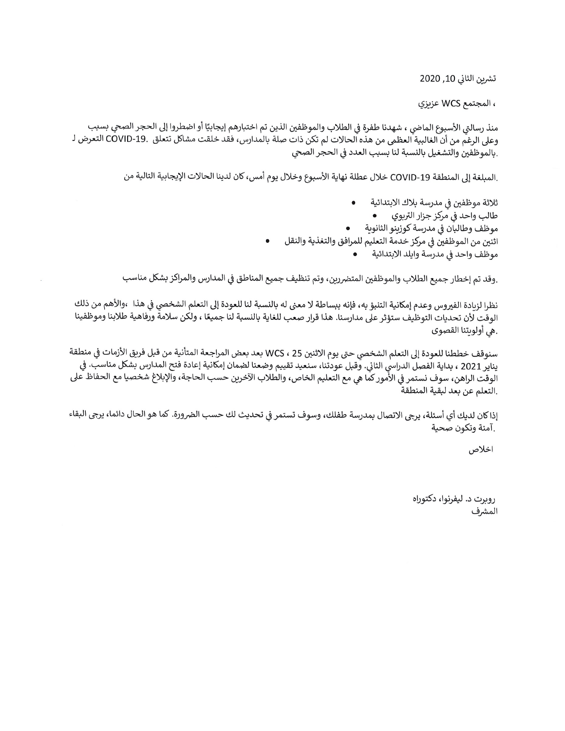تشرين الثاني 10, 2020

، المجتمع WCS عزيزي

منذ رسالتي الأسبوع الماضي ، شهدنا طفرة في الطلاب والموظفين الذين تم اختبارهم إيجابيًا أو اضطروا إلى الحجر الصحي بسبب التعرض لـ COVID-19. وعلى الرغم من أن الغالبية العظمى من هذه الحالات لم تكن ذات صلة بالمدارس، فقد خلقت مشاكل تتعلق بالموظفين والتشغيل بالنسبة لنا بسبب العدد في الحجر الصحي.

المبلغة إلى المنطقة COVID-19 خلال عطلة نهاية الأسبوع وخلال يوم أمس، كان لدينا الحالات الإيجابية التالية من.

- ثلاثة موظفين في مدرسة بلاك الابتدائية
- طالب واحد في مركز جزار التربوي
- موظف وطالبان في مدرسة كوزينو الثانوية
- اثنين من الموظفين في مركز خدمة التعليم للمرافق والتغذية والنقل
- موظف واحد في مدرسة وايلد الابتدائية

وقد تم إخطار جميع الطلاب والموظفين المتضررين، وتم تنظيف جميع المناطق في المدارس والمراكز بشكل مناسب.

نظرا لزيادة الفيروس وعدم إمكانية التنبؤ به، فإنه ببساطة لا معنى له بالنسبة لنا للعودة إلى التعلم الشخصي في هذا الوقت لأن تحديات التوظيف ستؤثر على مدارسنا. والأهم من ذلك، هذا قرار صعب للغاية بالنسبة لنا جميعًا ، ولكن سلامة ورفاهية طلابنا وموظفينا هي أولويتنا القصوى.

سنوقف خططنا للعودة إلى التعلم الشخصي حتى يوم الاثنين 25 ، WCS بعد بعض المراجعة المتأنية من قبل فريق الأزمات في منطقة يناير 2021 ، بداية الفصل الدراسي الثاني. وقبل عودتنا، سنعيد تقييم وضعنا لضمان إمكانية إعادة فتح المدارس بشكل مناسب. في الوقت الراهن، سوف نستمر في الأمور كما هي مع التعليم الخاص، والطلاب الآخرين حسب الحاجة، والإبلاغ شخصيا مع الحفاظ على التعلم عن بعد لبقية المنطقة.

إذا كان لديك أي أسئلة، يرجى الاتصال بمدرسة طفلك، وسوف تستمر في تحديث لك حسب الضرورة. كما هو الحال دائما، يرجى البقاء آمنة وتكون صحية.

اخلاص

روبرت د. ليفرنوا، دكتوراه
المشرف